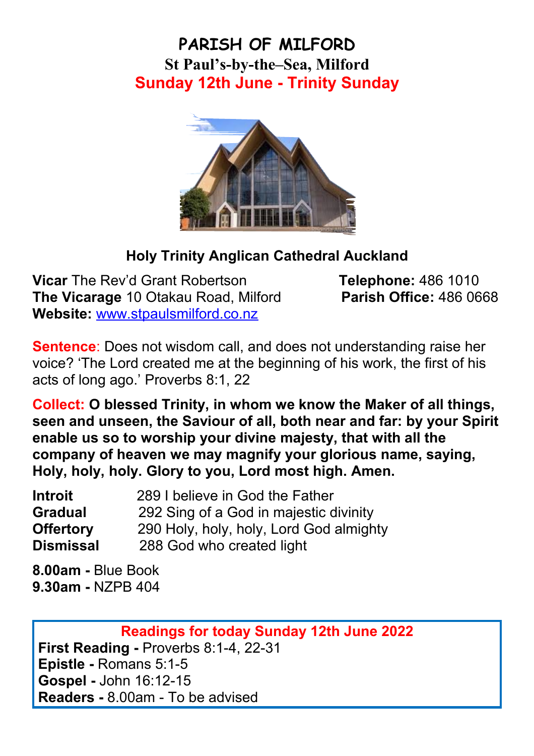# PARISH OF MILFORD

## St Paul's-by-the–Sea, Milford

## Sunday 12th June - Trinity Sunday

**Holy Trinity Anglican Cathedral Auckland**

**Vicar** The Rev'd Grant Robertson  **Telephone:** 486 1010
**The Vicarage** 10 Otakau Road, Milford  **Parish Office:** 486 0668
**Website:** www.stpaulsmilford.co.nz

**Sentence**: Does not wisdom call, and does not understanding raise her voice? 'The Lord created me at the beginning of his work, the first of his acts of long ago.' Proverbs 8:1, 22

**Collect: O blessed Trinity, in whom we know the Maker of all things, seen and unseen, the Saviour of all, both near and far: by your Spirit enable us so to worship your divine majesty, that with all the company of heaven we may magnify your glorious name, saying, Holy, holy, holy. Glory to you, Lord most high. Amen.**

| | |
|---|---|
| **Introit** | 289 I believe in God the Father |
| **Gradual** | 292 Sing of a God in majestic divinity |
| **Offertory** | 290 Holy, holy, holy, Lord God almighty |
| **Dismissal** | 288 God who created light |

**8.00am -** Blue Book
**9.30am -** NZPB 404

**Readings for today Sunday 12th June 2022**

**First Reading -** Proverbs 8:1-4, 22-31
**Epistle -** Romans 5:1-5
**Gospel -** John 16:12-15
**Readers -** 8.00am - To be advised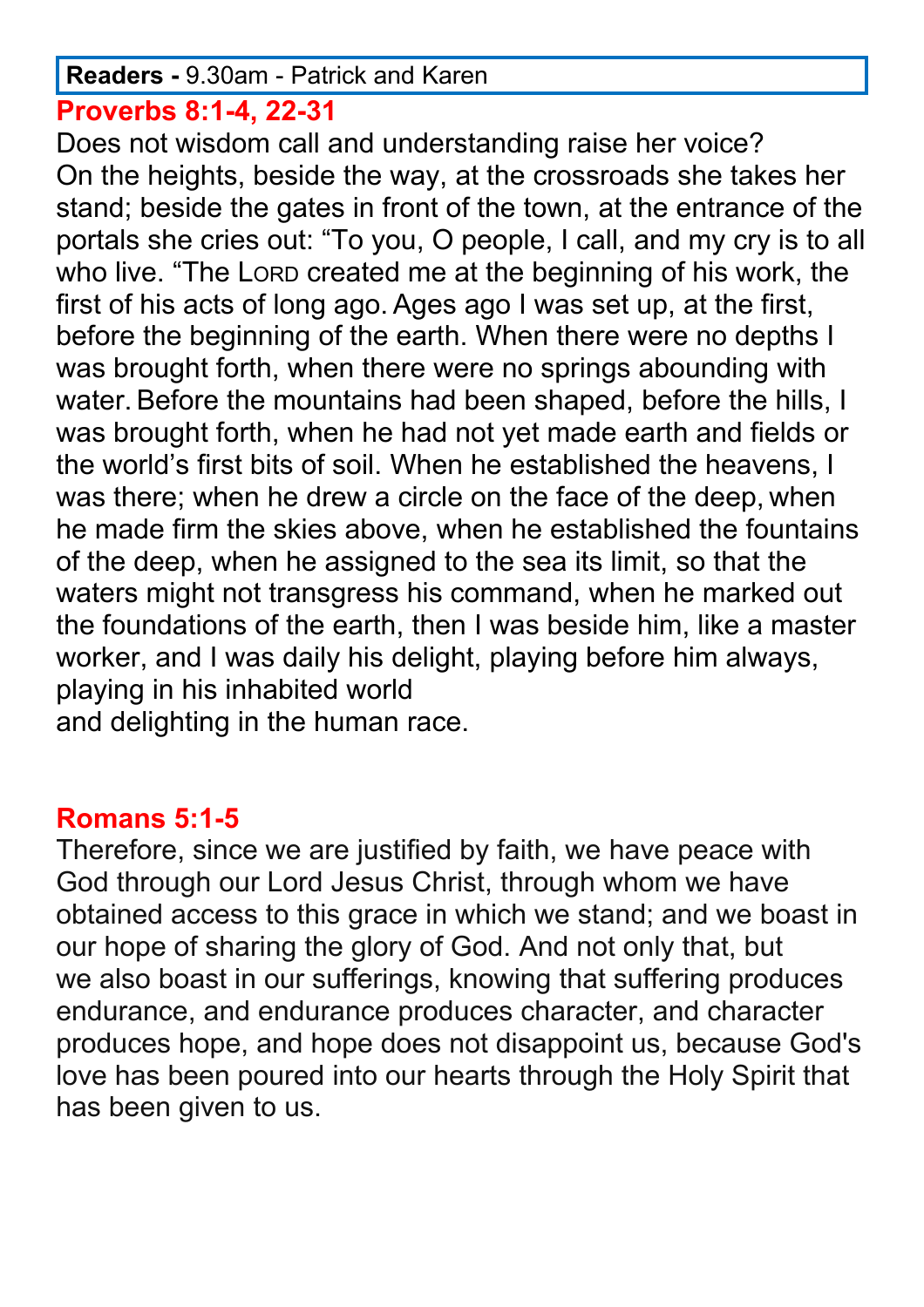**Readers -** 9.30am - Patrick and Karen

## Proverbs 8:1-4, 22-31

Does not wisdom call and understanding raise her voice? On the heights, beside the way, at the crossroads she takes her stand; beside the gates in front of the town, at the entrance of the portals she cries out: "To you, O people, I call, and my cry is to all who live. "The LORD created me at the beginning of his work, the first of his acts of long ago. Ages ago I was set up, at the first, before the beginning of the earth. When there were no depths I was brought forth, when there were no springs abounding with water. Before the mountains had been shaped, before the hills, I was brought forth, when he had not yet made earth and fields or the world's first bits of soil. When he established the heavens, I was there; when he drew a circle on the face of the deep, when he made firm the skies above, when he established the fountains of the deep, when he assigned to the sea its limit, so that the waters might not transgress his command, when he marked out the foundations of the earth, then I was beside him, like a master worker, and I was daily his delight, playing before him always, playing in his inhabited world
and delighting in the human race.

## Romans 5:1-5

Therefore, since we are justified by faith, we have peace with God through our Lord Jesus Christ, through whom we have obtained access to this grace in which we stand; and we boast in our hope of sharing the glory of God. And not only that, but we also boast in our sufferings, knowing that suffering produces endurance, and endurance produces character, and character produces hope, and hope does not disappoint us, because God's love has been poured into our hearts through the Holy Spirit that has been given to us.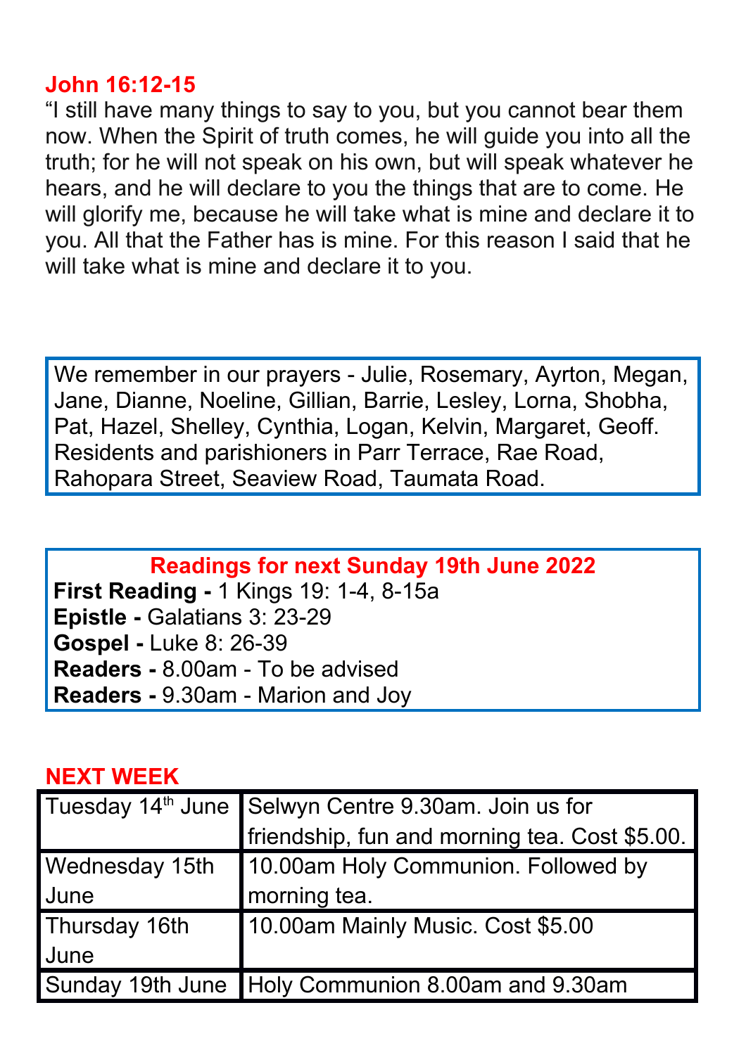**John 16:12-15**

“I still have many things to say to you, but you cannot bear them now. When the Spirit of truth comes, he will guide you into all the truth; for he will not speak on his own, but will speak whatever he hears, and he will declare to you the things that are to come. He will glorify me, because he will take what is mine and declare it to you. All that the Father has is mine. For this reason I said that he will take what is mine and declare it to you.

We remember in our prayers - Julie, Rosemary, Ayrton, Megan, Jane, Dianne, Noeline, Gillian, Barrie, Lesley, Lorna, Shobha, Pat, Hazel, Shelley, Cynthia, Logan, Kelvin, Margaret, Geoff. Residents and parishioners in Parr Terrace, Rae Road, Rahopara Street, Seaview Road, Taumata Road.

**Readings for next Sunday 19th June 2022**

**First Reading -** 1 Kings 19: 1-4, 8-15a
**Epistle -** Galatians 3: 23-29
**Gospel -** Luke 8: 26-39
**Readers -** 8.00am - To be advised
**Readers -** 9.30am - Marion and Joy

**NEXT WEEK**

| | |
|---|---|
| Tuesday 14th June | Selwyn Centre 9.30am. Join us for friendship, fun and morning tea. Cost $5.00. |
| Wednesday 15th June | 10.00am Holy Communion. Followed by morning tea. |
| Thursday 16th June | 10.00am Mainly Music. Cost $5.00 |
| Sunday 19th June | Holy Communion 8.00am and 9.30am |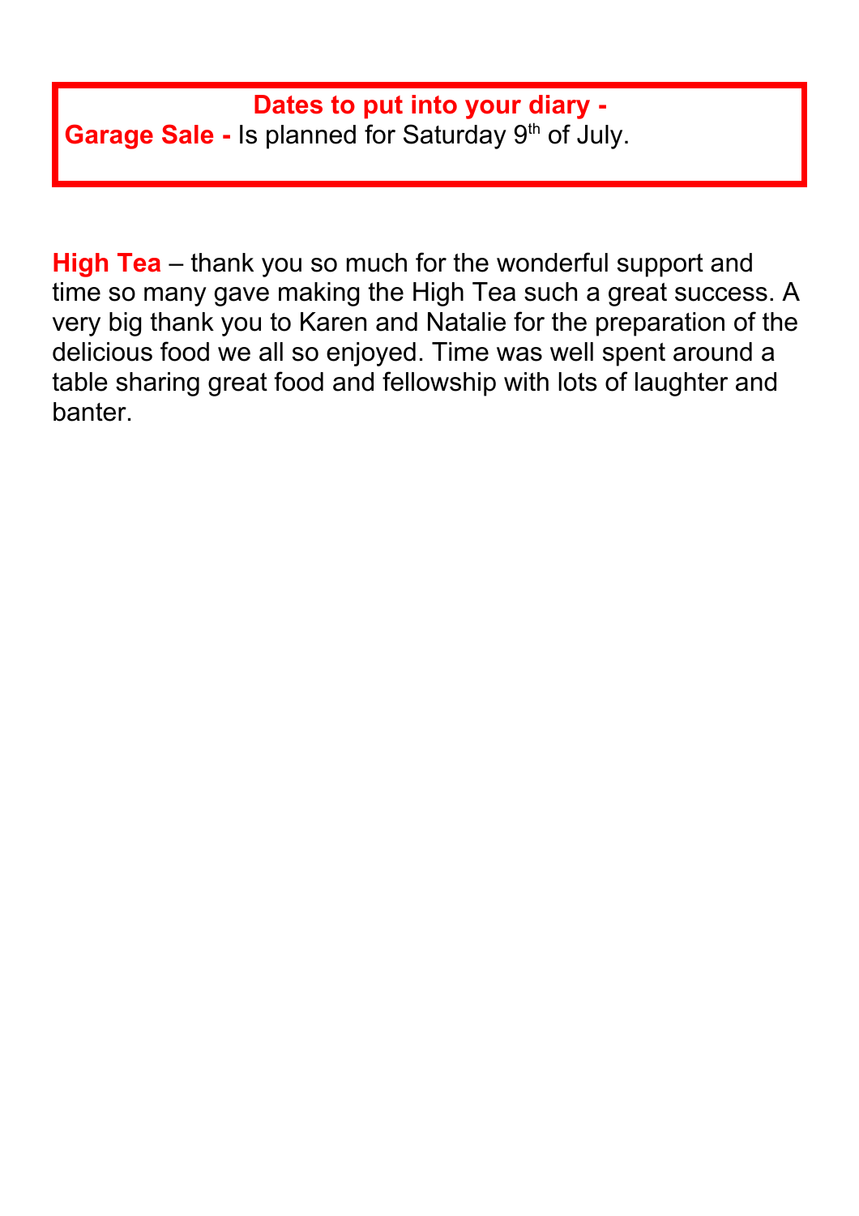**Dates to put into your diary -**

**Garage Sale -** Is planned for Saturday 9th of July.

**High Tea** – thank you so much for the wonderful support and time so many gave making the High Tea such a great success. A very big thank you to Karen and Natalie for the preparation of the delicious food we all so enjoyed. Time was well spent around a table sharing great food and fellowship with lots of laughter and banter.